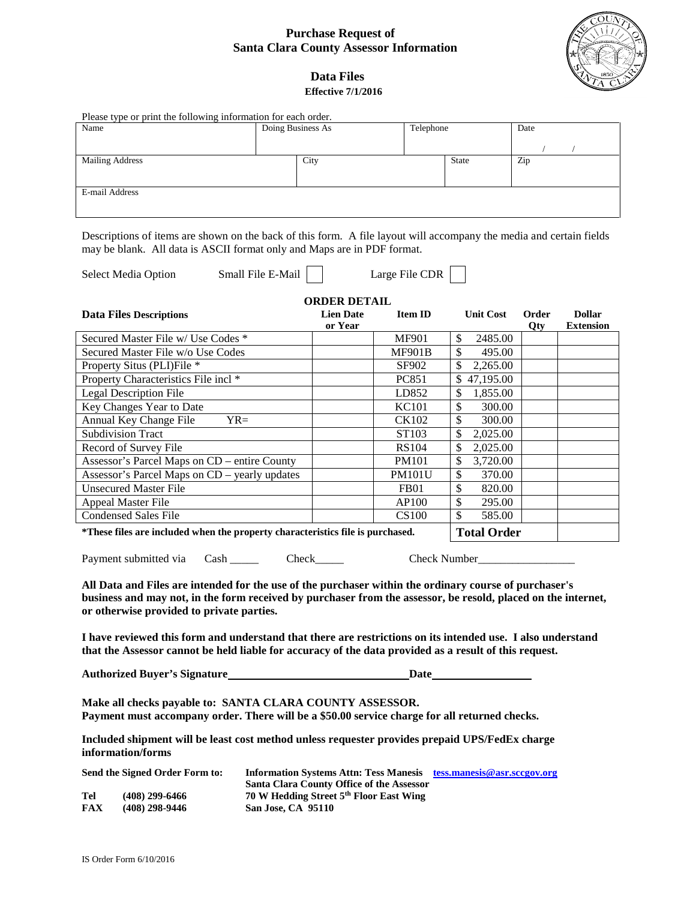# Purchase Request of Santa Clara County Assessor Information

## Data Files

**Effective 7/1/2016**

Please type or print the following information for each order.

| Name | Doing Business As | Telephone | Date |
|---|---|---|---|
| | | | / / |

| Mailing Address | City | State | Zip |
|---|---|---|---|
| | | | |

| E-mail Address |
|---|
| |

Descriptions of items are shown on the back of this form. A file layout will accompany the media and certain fields may be blank. All data is ASCII format only and Maps are in PDF format.

Select Media Option Small File E-Mail ☐ Large File CDR ☐

**ORDER DETAIL**

| Data Files Descriptions | Lien Date or Year | Item ID | Unit Cost | Order Qty | Dollar Extension |
|---|---|---|---|---|---|
| Secured Master File w/ Use Codes * | | MF901 | $ 2485.00 | | |
| Secured Master File w/o Use Codes | | MF901B | $ 495.00 | | |
| Property Situs (PLI)File * | | SF902 | $ 2,265.00 | | |
| Property Characteristics File incl * | | PC851 | $ 47,195.00 | | |
| Legal Description File | | LD852 | $ 1,855.00 | | |
| Key Changes Year to Date | | KC101 | $ 300.00 | | |
| Annual Key Change File YR= | | CK102 | $ 300.00 | | |
| Subdivision Tract | | ST103 | $ 2,025.00 | | |
| Record of Survey File | | RS104 | $ 2,025.00 | | |
| Assessor's Parcel Maps on CD – entire County | | PM101 | $ 3,720.00 | | |
| Assessor's Parcel Maps on CD – yearly updates | | PM101U | $ 370.00 | | |
| Unsecured Master File | | FB01 | $ 820.00 | | |
| Appeal Master File | | AP100 | $ 295.00 | | |
| Condensed Sales File | | CS100 | $ 585.00 | | |
| **\*These files are included when the property characteristics file is purchased.** | | | **Total Order** | | |

Payment submitted via Cash _____ Check_____ Check Number________________

**All Data and Files are intended for the use of the purchaser within the ordinary course of purchaser's business and may not, in the form received by purchaser from the assessor, be resold, placed on the internet, or otherwise provided to private parties.**

**I have reviewed this form and understand that there are restrictions on its intended use. I also understand that the Assessor cannot be held liable for accuracy of the data provided as a result of this request.**

**Authorized Buyer's Signature________________________________Date_________________**

**Make all checks payable to: SANTA CLARA COUNTY ASSESSOR.**
**Payment must accompany order. There will be a $50.00 service charge for all returned checks.**

**Included shipment will be least cost method unless requester provides prepaid UPS/FedEx charge information/forms**

**Send the Signed Order Form to:** **Information Systems Attn: Tess Manesis** [tess.manesis@asr.sccgov.org](mailto:tess.manesis@asr.sccgov.org)
**Santa Clara County Office of the Assessor**
**70 W Hedding Street 5th Floor East Wing**
**San Jose, CA 95110**

**Tel (408) 299-6466**
**FAX (408) 298-9446**

IS Order Form 6/10/2016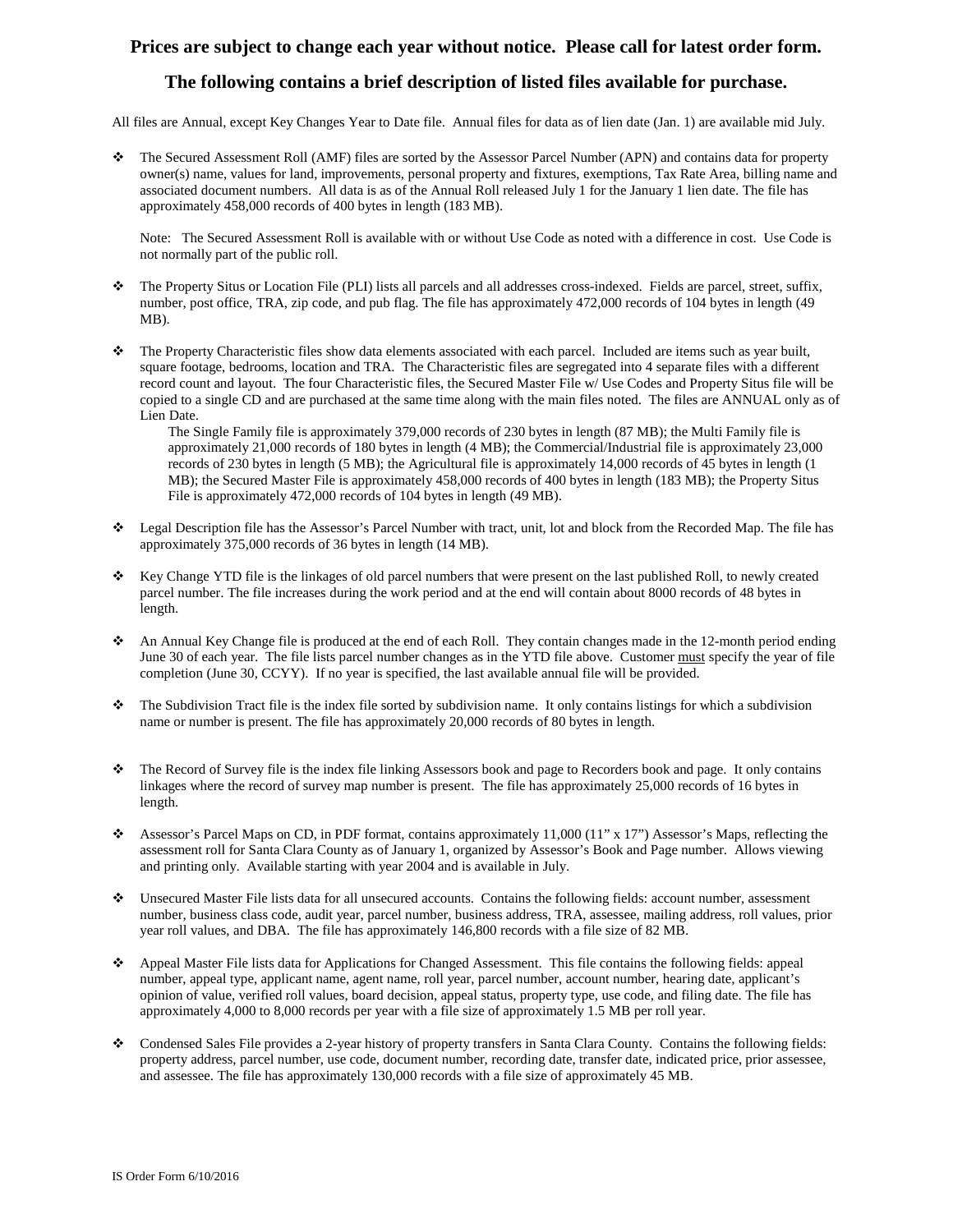**Prices are subject to change each year without notice. Please call for latest order form.**

**The following contains a brief description of listed files available for purchase.**

All files are Annual, except Key Changes Year to Date file. Annual files for data as of lien date (Jan. 1) are available mid July.

- The Secured Assessment Roll (AMF) files are sorted by the Assessor Parcel Number (APN) and contains data for property owner(s) name, values for land, improvements, personal property and fixtures, exemptions, Tax Rate Area, billing name and associated document numbers. All data is as of the Annual Roll released July 1 for the January 1 lien date. The file has approximately 458,000 records of 400 bytes in length (183 MB).

  Note: The Secured Assessment Roll is available with or without Use Code as noted with a difference in cost. Use Code is not normally part of the public roll.

- The Property Situs or Location File (PLI) lists all parcels and all addresses cross-indexed. Fields are parcel, street, suffix, number, post office, TRA, zip code, and pub flag. The file has approximately 472,000 records of 104 bytes in length (49 MB).

- The Property Characteristic files show data elements associated with each parcel. Included are items such as year built, square footage, bedrooms, location and TRA. The Characteristic files are segregated into 4 separate files with a different record count and layout. The four Characteristic files, the Secured Master File w/ Use Codes and Property Situs file will be copied to a single CD and are purchased at the same time along with the main files noted. The files are ANNUAL only as of Lien Date.

  The Single Family file is approximately 379,000 records of 230 bytes in length (87 MB); the Multi Family file is approximately 21,000 records of 180 bytes in length (4 MB); the Commercial/Industrial file is approximately 23,000 records of 230 bytes in length (5 MB); the Agricultural file is approximately 14,000 records of 45 bytes in length (1 MB); the Secured Master File is approximately 458,000 records of 400 bytes in length (183 MB); the Property Situs File is approximately 472,000 records of 104 bytes in length (49 MB).

- Legal Description file has the Assessor's Parcel Number with tract, unit, lot and block from the Recorded Map. The file has approximately 375,000 records of 36 bytes in length (14 MB).

- Key Change YTD file is the linkages of old parcel numbers that were present on the last published Roll, to newly created parcel number. The file increases during the work period and at the end will contain about 8000 records of 48 bytes in length.

- An Annual Key Change file is produced at the end of each Roll. They contain changes made in the 12-month period ending June 30 of each year. The file lists parcel number changes as in the YTD file above. Customer <u>must</u> specify the year of file completion (June 30, CCYY). If no year is specified, the last available annual file will be provided.

- The Subdivision Tract file is the index file sorted by subdivision name. It only contains listings for which a subdivision name or number is present. The file has approximately 20,000 records of 80 bytes in length.

- The Record of Survey file is the index file linking Assessors book and page to Recorders book and page. It only contains linkages where the record of survey map number is present. The file has approximately 25,000 records of 16 bytes in length.

- Assessor's Parcel Maps on CD, in PDF format, contains approximately 11,000 (11" x 17") Assessor's Maps, reflecting the assessment roll for Santa Clara County as of January 1, organized by Assessor's Book and Page number. Allows viewing and printing only. Available starting with year 2004 and is available in July.

- Unsecured Master File lists data for all unsecured accounts. Contains the following fields: account number, assessment number, business class code, audit year, parcel number, business address, TRA, assessee, mailing address, roll values, prior year roll values, and DBA. The file has approximately 146,800 records with a file size of 82 MB.

- Appeal Master File lists data for Applications for Changed Assessment. This file contains the following fields: appeal number, appeal type, applicant name, agent name, roll year, parcel number, account number, hearing date, applicant's opinion of value, verified roll values, board decision, appeal status, property type, use code, and filing date. The file has approximately 4,000 to 8,000 records per year with a file size of approximately 1.5 MB per roll year.

- Condensed Sales File provides a 2-year history of property transfers in Santa Clara County. Contains the following fields: property address, parcel number, use code, document number, recording date, transfer date, indicated price, prior assessee, and assessee. The file has approximately 130,000 records with a file size of approximately 45 MB.

IS Order Form 6/10/2016